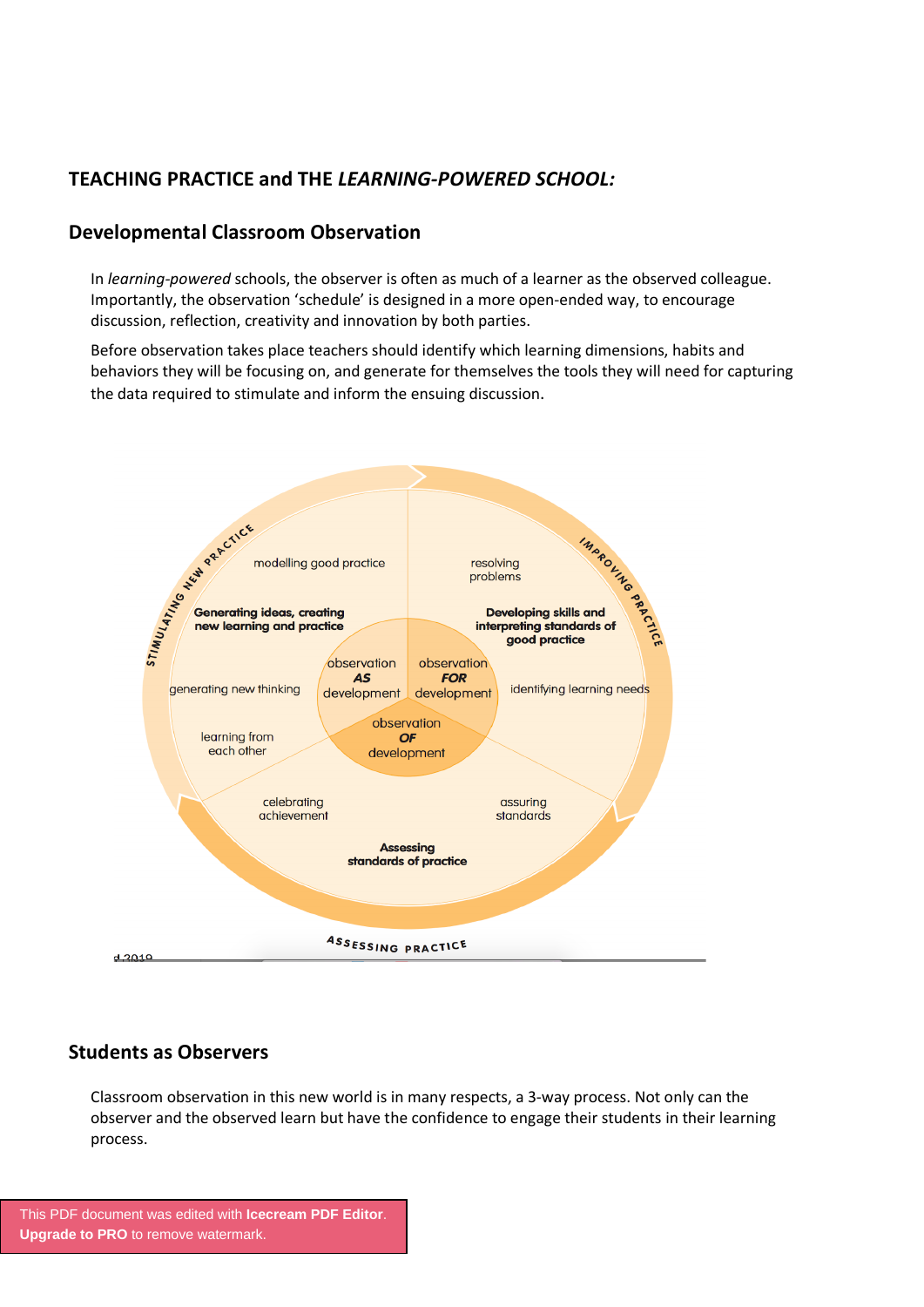## TEACHING PRACTICE and THE *LEARNING-POWERED SCHOOL:*

### Developmental Classroom Observation

In *learning-powered* schools, the observer is often as much of a learner as the observed colleague. Importantly, the observation 'schedule' is designed in a more open-ended way, to encourage discussion, reflection, creativity and innovation by both parties.

Before observation takes place teachers should identify which learning dimensions, habits and behaviors they will be focusing on, and generate for themselves the tools they will need for capturing the data required to stimulate and inform the ensuing discussion.

STIMULATING NEW PRACTICE

modelling good practice

**Generating ideas, creating new learning and practice**

generating new thinking

learning from each other

IMPROVING PRACTICE

resolving problems

**Developing skills and interpreting standards of good practice**

identifying learning needs

observation ***AS*** development

observation ***FOR*** development

observation ***OF*** development

celebrating achievement

assuring standards

**Assessing standards of practice**

ASSESSING PRACTICE

d 2019

### Students as Observers

Classroom observation in this new world is in many respects, a 3-way process. Not only can the observer and the observed learn but have the confidence to engage their students in their learning process.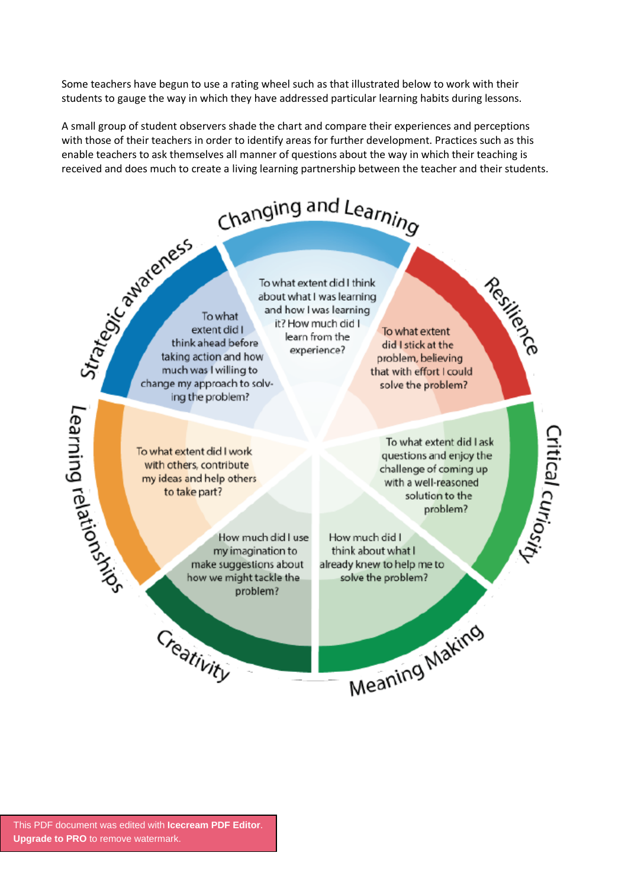Some teachers have begun to use a rating wheel such as that illustrated below to work with their students to gauge the way in which they have addressed particular learning habits during lessons.

A small group of student observers shade the chart and compare their experiences and perceptions with those of their teachers in order to identify areas for further development. Practices such as this enable teachers to ask themselves all manner of questions about the way in which their teaching is received and does much to create a living learning partnership between the teacher and their students.

**Changing and Learning**
To what extent did I think about what I was learning and how I was learning it? How much did I learn from the experience?

**Resilience**
To what extent did I stick at the problem, believing that with effort I could solve the problem?

**Critical curiosity**
To what extent did I ask questions and enjoy the challenge of coming up with a well-reasoned solution to the problem?

**Meaning Making**
How much did I think about what I already knew to help me to solve the problem?

**Creativity**
How much did I use my imagination to make suggestions about how we might tackle the problem?

**Learning relationships**
To what extent did I work with others, contribute my ideas and help others to take part?

**Strategic awareness**
To what extent did I think ahead before taking action and how much was I willing to change my approach to solving the problem?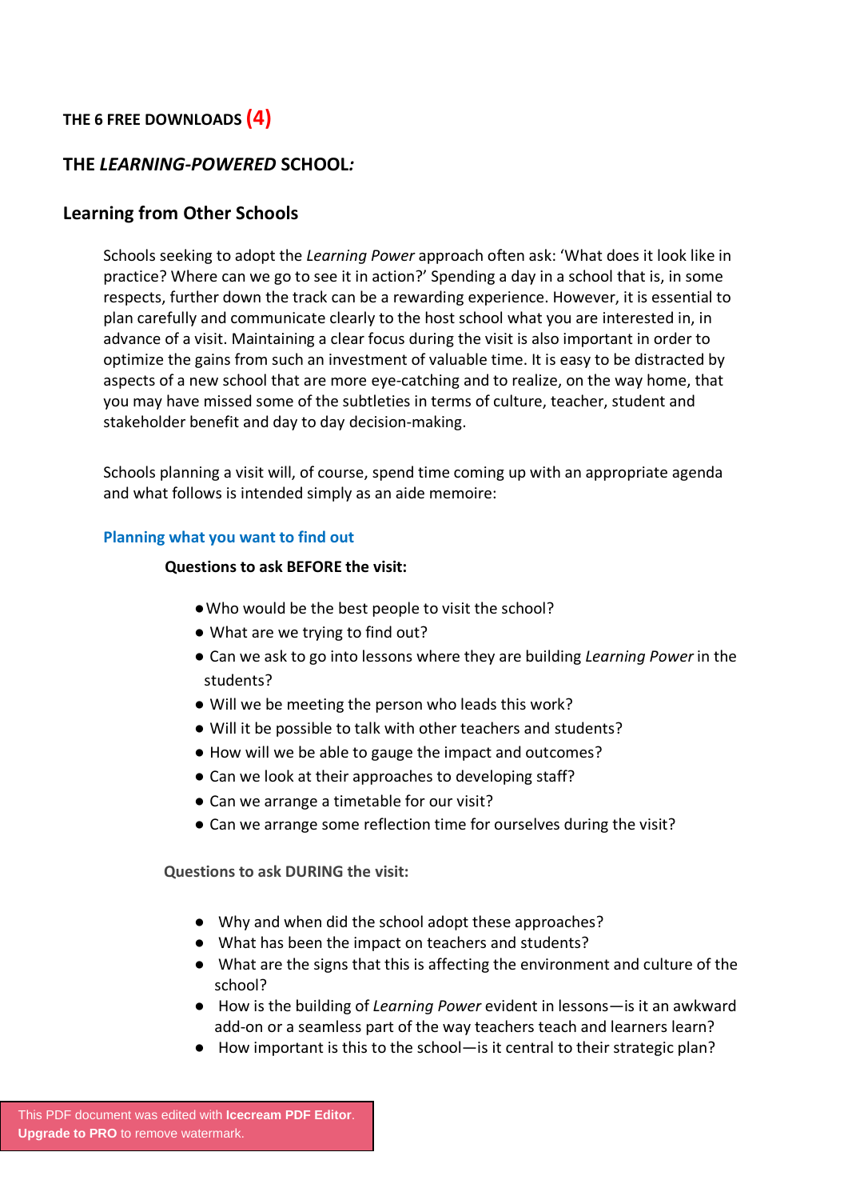THE 6 FREE DOWNLOADS **(4)**

## THE *LEARNING-POWERED* SCHOOL*:*

## Learning from Other Schools

Schools seeking to adopt the *Learning Power* approach often ask: 'What does it look like in practice? Where can we go to see it in action?' Spending a day in a school that is, in some respects, further down the track can be a rewarding experience. However, it is essential to plan carefully and communicate clearly to the host school what you are interested in, in advance of a visit. Maintaining a clear focus during the visit is also important in order to optimize the gains from such an investment of valuable time. It is easy to be distracted by aspects of a new school that are more eye-catching and to realize, on the way home, that you may have missed some of the subtleties in terms of culture, teacher, student and stakeholder benefit and day to day decision-making.

Schools planning a visit will, of course, spend time coming up with an appropriate agenda and what follows is intended simply as an aide memoire:

### Planning what you want to find out

**Questions to ask BEFORE the visit:**

- Who would be the best people to visit the school?
- What are we trying to find out?
- Can we ask to go into lessons where they are building *Learning Power* in the students?
- Will we be meeting the person who leads this work?
- Will it be possible to talk with other teachers and students?
- How will we be able to gauge the impact and outcomes?
- Can we look at their approaches to developing staff?
- Can we arrange a timetable for our visit?
- Can we arrange some reflection time for ourselves during the visit?

**Questions to ask DURING the visit:**

- Why and when did the school adopt these approaches?
- What has been the impact on teachers and students?
- What are the signs that this is affecting the environment and culture of the school?
- How is the building of *Learning Power* evident in lessons—is it an awkward add-on or a seamless part of the way teachers teach and learners learn?
- How important is this to the school—is it central to their strategic plan?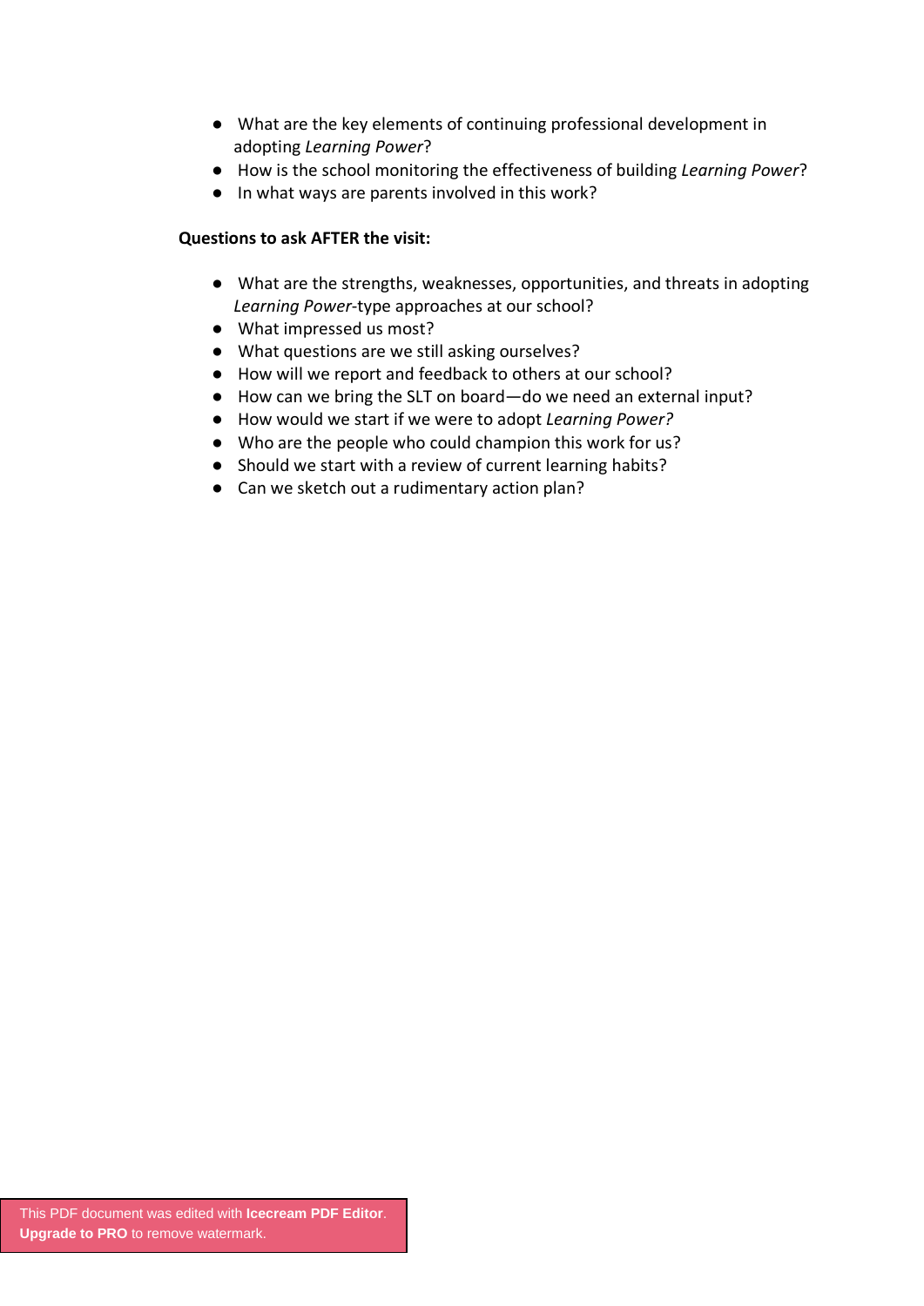- What are the key elements of continuing professional development in adopting *Learning Power*?
- How is the school monitoring the effectiveness of building *Learning Power*?
- In what ways are parents involved in this work?

**Questions to ask AFTER the visit:**

- What are the strengths, weaknesses, opportunities, and threats in adopting *Learning Power*-type approaches at our school?
- What impressed us most?
- What questions are we still asking ourselves?
- How will we report and feedback to others at our school?
- How can we bring the SLT on board—do we need an external input?
- How would we start if we were to adopt *Learning Power?*
- Who are the people who could champion this work for us?
- Should we start with a review of current learning habits?
- Can we sketch out a rudimentary action plan?